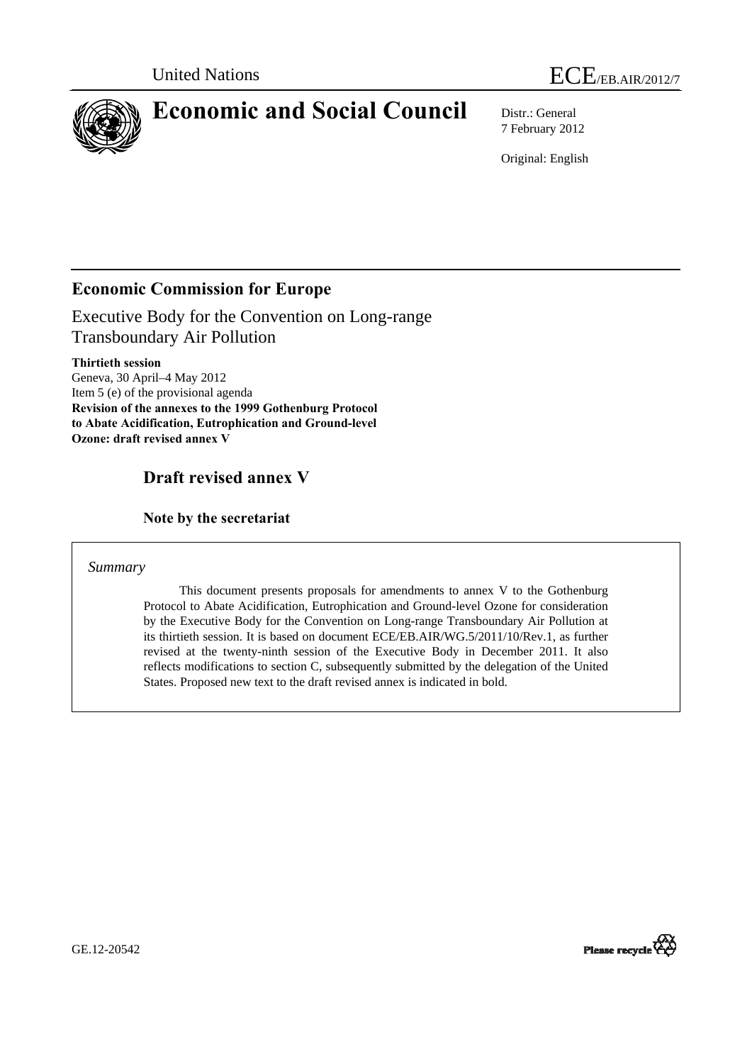United Nations ECE/EB.AIR/2012/7

# Economic and Social Council

Distr.: General
7 February 2012

Original: English

## Economic Commission for Europe

Executive Body for the Convention on Long-range Transboundary Air Pollution

**Thirtieth session**
Geneva, 30 April–4 May 2012
Item 5 (e) of the provisional agenda
**Revision of the annexes to the 1999 Gothenburg Protocol to Abate Acidification, Eutrophication and Ground-level Ozone: draft revised annex V**

## Draft revised annex V

### Note by the secretariat

*Summary*

This document presents proposals for amendments to annex V to the Gothenburg Protocol to Abate Acidification, Eutrophication and Ground-level Ozone for consideration by the Executive Body for the Convention on Long-range Transboundary Air Pollution at its thirtieth session. It is based on document ECE/EB.AIR/WG.5/2011/10/Rev.1, as further revised at the twenty-ninth session of the Executive Body in December 2011. It also reflects modifications to section C, subsequently submitted by the delegation of the United States. Proposed new text to the draft revised annex is indicated in bold.

GE.12-20542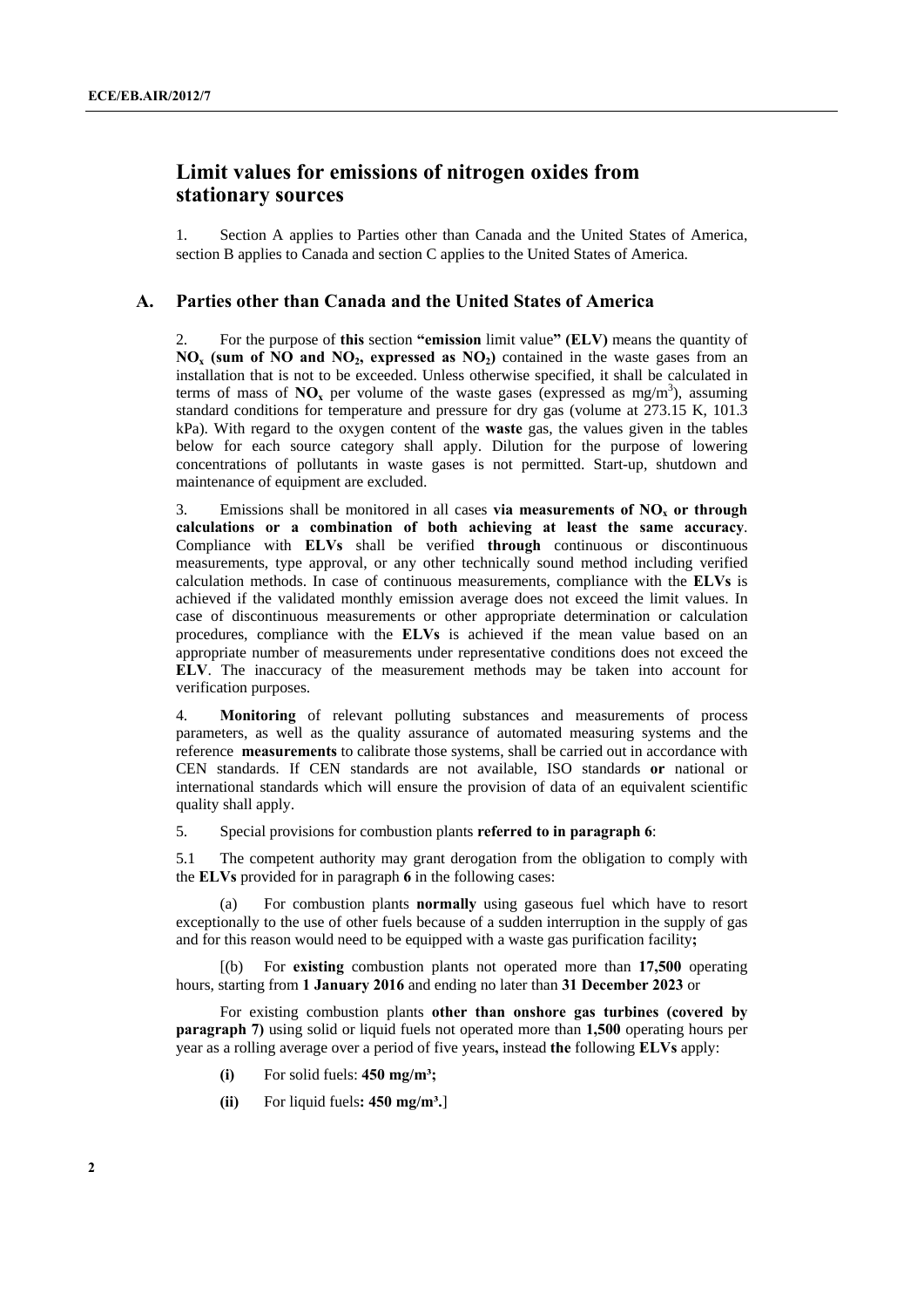## Limit values for emissions of nitrogen oxides from stationary sources

1. Section A applies to Parties other than Canada and the United States of America, section B applies to Canada and section C applies to the United States of America.

### A. Parties other than Canada and the United States of America

2. For the purpose of **this** section **"emission** limit value**" (ELV)** means the quantity of **$NO_x$ (sum of NO and $NO_2$, expressed as $NO_2$)** contained in the waste gases from an installation that is not to be exceeded. Unless otherwise specified, it shall be calculated in terms of mass of **$NO_x$** per volume of the waste gases (expressed as mg/$m^3$), assuming standard conditions for temperature and pressure for dry gas (volume at 273.15 K, 101.3 kPa). With regard to the oxygen content of the **waste** gas, the values given in the tables below for each source category shall apply. Dilution for the purpose of lowering concentrations of pollutants in waste gases is not permitted. Start-up, shutdown and maintenance of equipment are excluded.

3. Emissions shall be monitored in all cases **via measurements of $NO_x$ or through calculations or a combination of both achieving at least the same accuracy**. Compliance with **ELVs** shall be verified **through** continuous or discontinuous measurements, type approval, or any other technically sound method including verified calculation methods. In case of continuous measurements, compliance with the **ELVs** is achieved if the validated monthly emission average does not exceed the limit values. In case of discontinuous measurements or other appropriate determination or calculation procedures, compliance with the **ELVs** is achieved if the mean value based on an appropriate number of measurements under representative conditions does not exceed the **ELV**. The inaccuracy of the measurement methods may be taken into account for verification purposes.

4. **Monitoring** of relevant polluting substances and measurements of process parameters, as well as the quality assurance of automated measuring systems and the reference **measurements** to calibrate those systems, shall be carried out in accordance with CEN standards. If CEN standards are not available, ISO standards **or** national or international standards which will ensure the provision of data of an equivalent scientific quality shall apply.

5. Special provisions for combustion plants **referred to in paragraph 6**:

5.1 The competent authority may grant derogation from the obligation to comply with the **ELVs** provided for in paragraph **6** in the following cases:

(a) For combustion plants **normally** using gaseous fuel which have to resort exceptionally to the use of other fuels because of a sudden interruption in the supply of gas and for this reason would need to be equipped with a waste gas purification facility**;**

[(b) For **existing** combustion plants not operated more than **17,500** operating hours, starting from **1 January 2016** and ending no later than **31 December 2023** or

For existing combustion plants **other than onshore gas turbines (covered by paragraph 7)** using solid or liquid fuels not operated more than **1,500** operating hours per year as a rolling average over a period of five years**,** instead **the** following **ELVs** apply:

**(i)** For solid fuels: **450 mg/m³;**

**(ii)** For liquid fuels**: 450 mg/m³.**]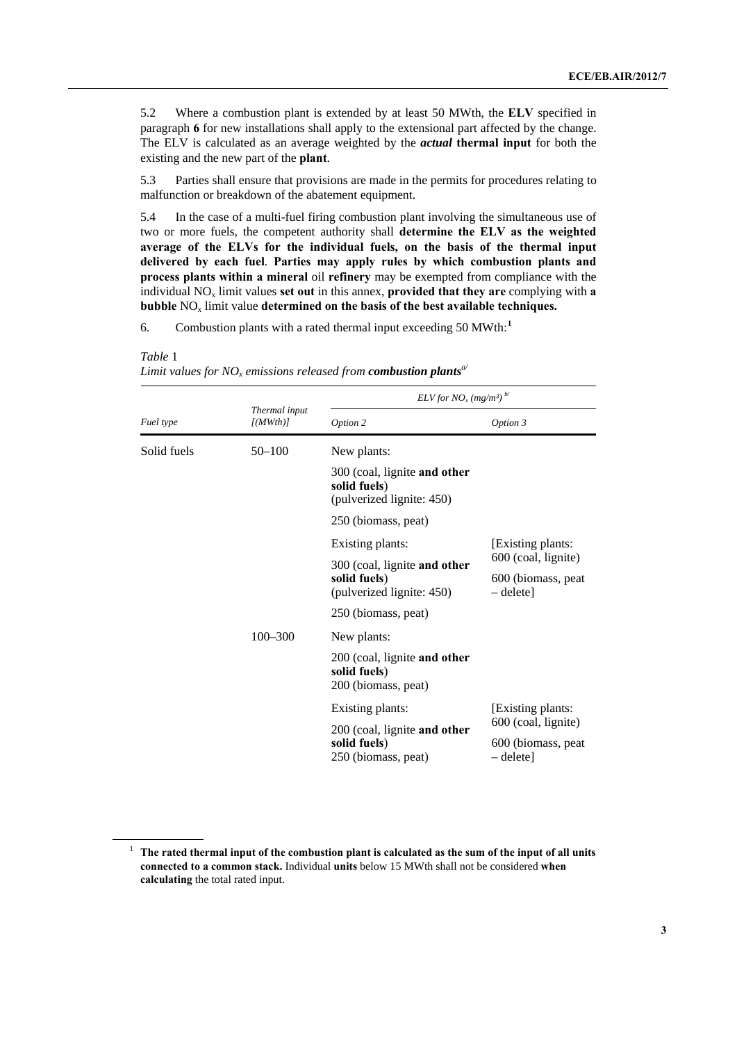5.2 Where a combustion plant is extended by at least 50 MWth, the **ELV** specified in paragraph **6** for new installations shall apply to the extensional part affected by the change. The ELV is calculated as an average weighted by the ***actual*** **thermal input** for both the existing and the new part of the **plant**.

5.3 Parties shall ensure that provisions are made in the permits for procedures relating to malfunction or breakdown of the abatement equipment.

5.4 In the case of a multi-fuel firing combustion plant involving the simultaneous use of two or more fuels, the competent authority shall **determine the ELV as the weighted average of the ELVs for the individual fuels, on the basis of the thermal input delivered by each fuel**. **Parties may apply rules by which combustion plants and process plants within a mineral** oil **refinery** may be exempted from compliance with the individual $NO_x$ limit values **set out** in this annex, **provided that they are** complying with **a bubble** $NO_x$ limit value **determined on the basis of the best available techniques.**

6. Combustion plants with a rated thermal input exceeding 50 MWth:[1]

*Table* 1
*Limit values for $NO_x$ emissions released from* ***combustion plants***[a/]

| Fuel type | *Thermal input [(MWth)]* | *ELV for $NO_x$ (mg/m³)* [b/] | |
|---|---|---|---|
| | | *Option 2* | *Option 3* |
| Solid fuels | 50–100 | New plants:<br>300 (coal, lignite **and other solid fuels**)<br>(pulverized lignite: 450)<br>250 (biomass, peat) | |
| | | Existing plants:<br>300 (coal, lignite **and other solid fuels**)<br>(pulverized lignite: 450)<br>250 (biomass, peat) | [Existing plants:<br>600 (coal, lignite)<br>600 (biomass, peat – delete] |
| | 100–300 | New plants:<br>200 (coal, lignite **and other solid fuels**)<br>200 (biomass, peat) | |
| | | Existing plants:<br>200 (coal, lignite **and other solid fuels**)<br>250 (biomass, peat) | [Existing plants:<br>600 (coal, lignite)<br>600 (biomass, peat – delete] |

[1] **The rated thermal input of the combustion plant is calculated as the sum of the input of all units connected to a common stack.** Individual **units** below 15 MWth shall not be considered **when calculating** the total rated input.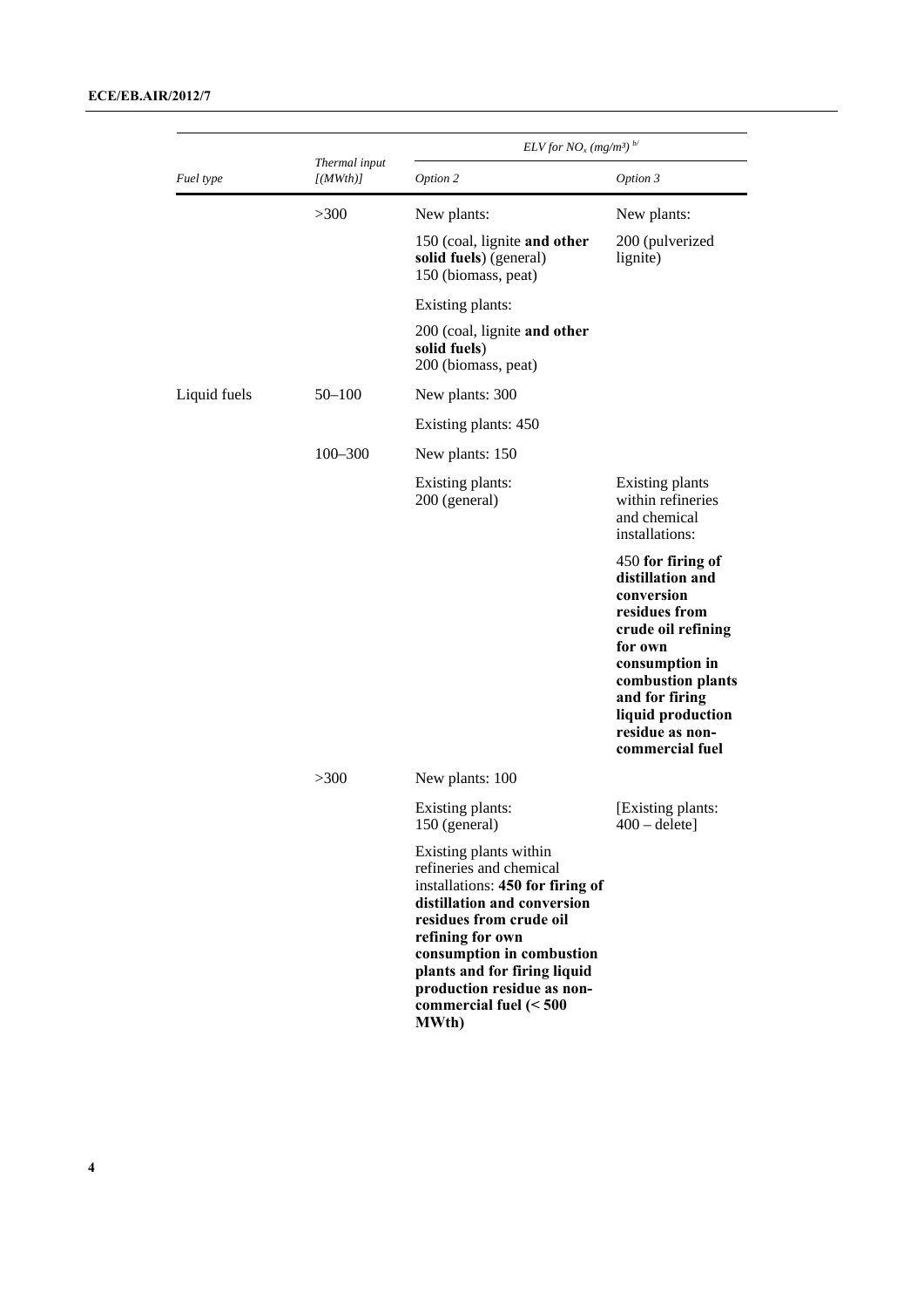| Fuel type | Thermal input [(MWth)] | ELV for $NO_x$ (mg/m³) [b/] | |
|---|---|---|---|
| | | Option 2 | Option 3 |
| | >300 | New plants: | New plants: |
| | | 150 (coal, lignite **and other solid fuels**) (general) 150 (biomass, peat) | 200 (pulverized lignite) |
| | | Existing plants: | |
| | | 200 (coal, lignite **and other solid fuels**) 200 (biomass, peat) | |
| Liquid fuels | 50–100 | New plants: 300 | |
| | | Existing plants: 450 | |
| | 100–300 | New plants: 150 | |
| | | Existing plants: 200 (general) | Existing plants within refineries and chemical installations: |
| | | | 450 **for firing of distillation and conversion residues from crude oil refining for own consumption in combustion plants and for firing liquid production residue as non-commercial fuel** |
| | >300 | New plants: 100 | |
| | | Existing plants: 150 (general) | [Existing plants: 400 – delete] |
| | | Existing plants within refineries and chemical installations: **450 for firing of distillation and conversion residues from crude oil refining for own consumption in combustion plants and for firing liquid production residue as non-commercial fuel (< 500 MWth)** | |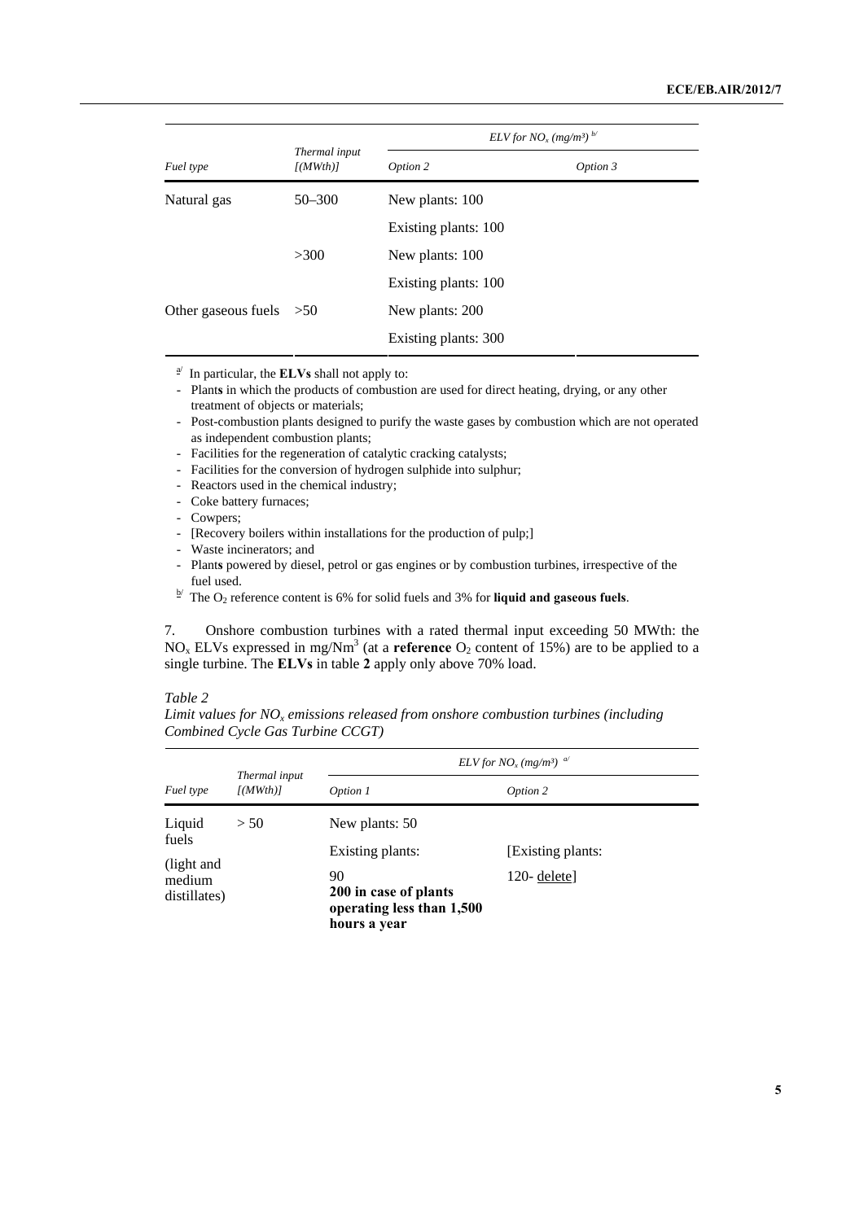| *Fuel type* | *Thermal input [(MWth)]* | *ELV for $NO_x$ (mg/m³)* [b] | |
|---|---|---|---|
| | | *Option 2* | *Option 3* |
| Natural gas | 50–300 | New plants: 100 | |
| | | Existing plants: 100 | |
| | >300 | New plants: 100 | |
| | | Existing plants: 100 | |
| Other gaseous fuels | >50 | New plants: 200 | |
| | | Existing plants: 300 | |

[a] In particular, the **ELVs** shall not apply to:

- Plant**s** in which the products of combustion are used for direct heating, drying, or any other treatment of objects or materials;
- Post-combustion plants designed to purify the waste gases by combustion which are not operated as independent combustion plants;
- Facilities for the regeneration of catalytic cracking catalysts;
- Facilities for the conversion of hydrogen sulphide into sulphur;
- Reactors used in the chemical industry;
- Coke battery furnaces;
- Cowpers;
- [Recovery boilers within installations for the production of pulp;]
- Waste incinerators; and
- Plant**s** powered by diesel, petrol or gas engines or by combustion turbines, irrespective of the fuel used.

[b] The $O_2$ reference content is 6% for solid fuels and 3% for **liquid and gaseous fuels**.

7. Onshore combustion turbines with a rated thermal input exceeding 50 MWth: the $NO_x$ ELVs expressed in mg/Nm³ (at a **reference** $O_2$ content of 15%) are to be applied to a single turbine. The **ELVs** in table **2** apply only above 70% load.

*Table 2*

*Limit values for $NO_x$ emissions released from onshore combustion turbines (including Combined Cycle Gas Turbine CCGT)*

| *Fuel type* | *Thermal input [(MWth)]* | *ELV for $NO_x$ (mg/m³)* [a] | |
|---|---|---|---|
| | | *Option 1* | *Option 2* |
| Liquid fuels (light and medium distillates) | > 50 | New plants: 50 | |
| | | Existing plants: 90 **200 in case of plants operating less than 1,500 hours a year** | [Existing plants: 120- delete] |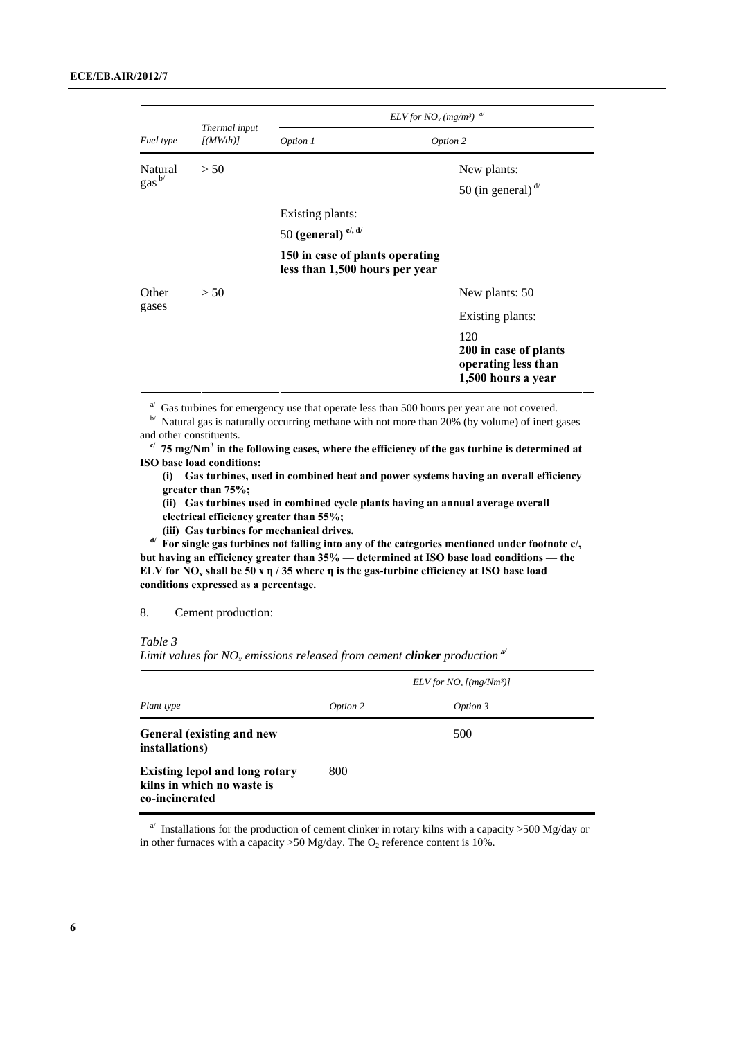| Fuel type | Thermal input [(MWth)] | ELV for $NO_x$ (mg/m³) [a] | |
|---|---|---|---|
| | | Option 1 | Option 2 |
| Natural gas [b] | > 50 | | New plants: 50 (in general) [d] |
| | | Existing plants: 50 **(general)** [c, d] **150 in case of plants operating less than 1,500 hours per year** | |
| Other gases | > 50 | | New plants: 50 |
| | | | Existing plants: 120 **200 in case of plants operating less than 1,500 hours a year** |

[a] Gas turbines for emergency use that operate less than 500 hours per year are not covered.

[b] Natural gas is naturally occurring methane with not more than 20% (by volume) of inert gases and other constituents.

**[c] 75 mg/Nm³ in the following cases, where the efficiency of the gas turbine is determined at ISO base load conditions:**

**(i) Gas turbines, used in combined heat and power systems having an overall efficiency greater than 75%;**

**(ii) Gas turbines used in combined cycle plants having an annual average overall electrical efficiency greater than 55%;**

**(iii) Gas turbines for mechanical drives.**

**[d] For single gas turbines not falling into any of the categories mentioned under footnote c/, but having an efficiency greater than 35% — determined at ISO base load conditions — the ELV for $NO_x$ shall be 50 x η / 35 where η is the gas-turbine efficiency at ISO base load conditions expressed as a percentage.**

8. Cement production:

*Table 3*

*Limit values for $NO_x$ emissions released from cement **clinker** production [a]*

| Plant type | ELV for $NO_x$ [(mg/Nm³)] | |
|---|---|---|
| | Option 2 | Option 3 |
| **General (existing and new installations)** | | 500 |
| **Existing lepol and long rotary kilns in which no waste is co-incinerated** | 800 | |

[a] Installations for the production of cement clinker in rotary kilns with a capacity >500 Mg/day or in other furnaces with a capacity >50 Mg/day. The $O_2$ reference content is 10%.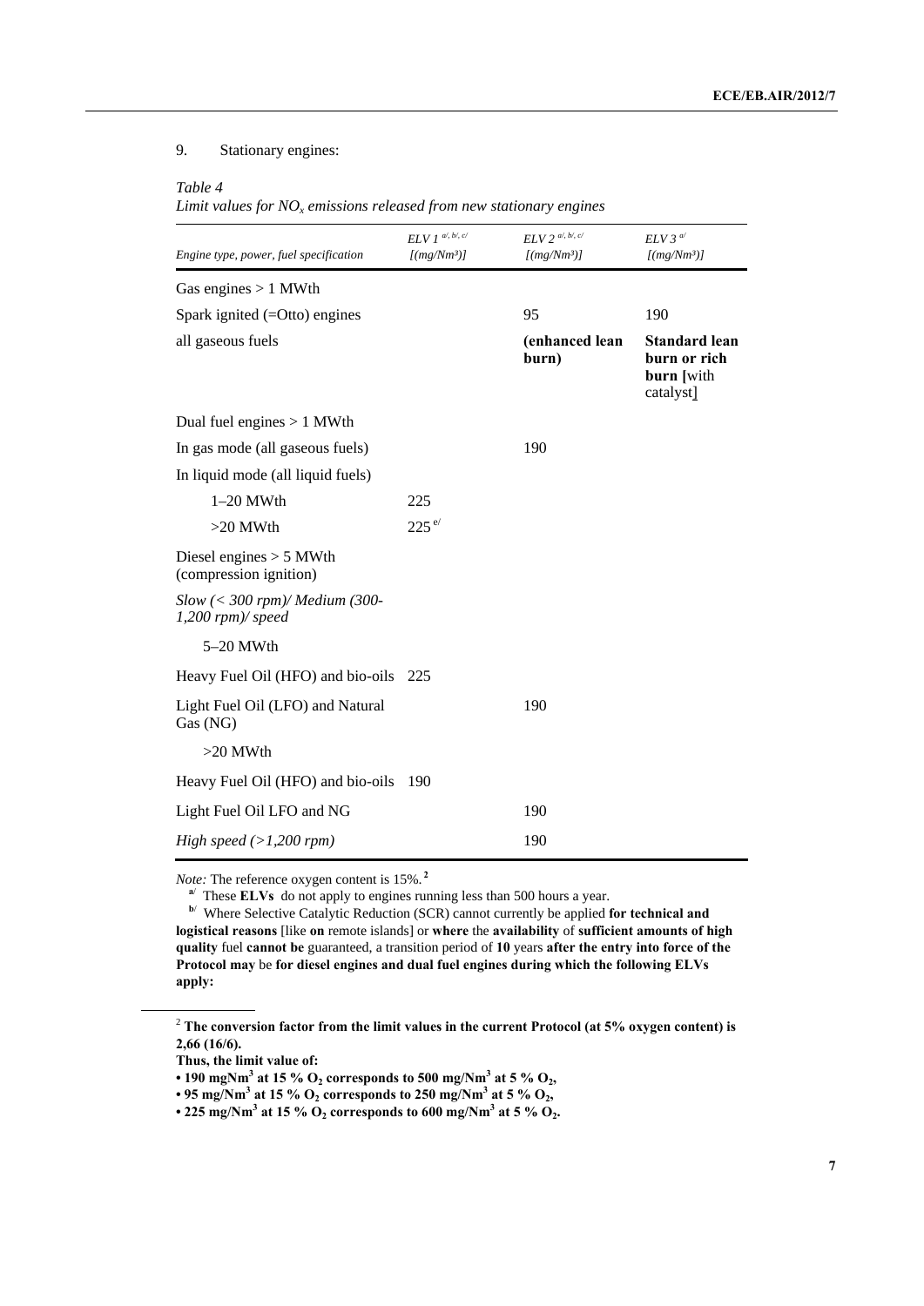9. Stationary engines:

*Table 4*

*Limit values for $NO_x$ emissions released from new stationary engines*

| *Engine type, power, fuel specification* | *ELV 1* [a/, b/, c/] *[(mg/Nm³)]* | *ELV 2* [a/, b/, c/] *[(mg/Nm³)]* | *ELV 3* [a/] *[(mg/Nm³)]* |
|---|---|---|---|
| Gas engines > 1 MWth | | | |
| Spark ignited (=Otto) engines | | 95 | 190 |
| all gaseous fuels | | **(enhanced lean burn)** | **Standard lean burn or rich burn [**with catalyst] |
| Dual fuel engines > 1 MWth | | | |
| In gas mode (all gaseous fuels) | | 190 | |
| In liquid mode (all liquid fuels) | | | |
| 1–20 MWth | 225 | | |
| >20 MWth | 225 [e/] | | |
| Diesel engines > 5 MWth (compression ignition) | | | |
| *Slow (< 300 rpm)/ Medium (300-1,200 rpm)/ speed* | | | |
| 5–20 MWth | | | |
| Heavy Fuel Oil (HFO) and bio-oils | 225 | | |
| Light Fuel Oil (LFO) and Natural Gas (NG) | | 190 | |
| >20 MWth | | | |
| Heavy Fuel Oil (HFO) and bio-oils | 190 | | |
| Light Fuel Oil LFO and NG | | 190 | |
| *High speed (>1,200 rpm)* | | 190 | |

*Note:* The reference oxygen content is 15%.[2]

[a/] These **ELVs** do not apply to engines running less than 500 hours a year.

[b/] Where Selective Catalytic Reduction (SCR) cannot currently be applied **for technical and logistical reasons** [like **on** remote islands] or **where** the **availability** of **sufficient amounts of high quality** fuel **cannot be** guaranteed, a transition period of **10** years **after the entry into force of the Protocol may** be **for diesel engines and dual fuel engines during which the following ELVs apply:**

---

[2] **The conversion factor from the limit values in the current Protocol (at 5% oxygen content) is 2,66 (16/6).**

**Thus, the limit value of:**

- **190 mgNm³ at 15 % $O_2$ corresponds to 500 mg/Nm³ at 5 % $O_2$,**
- **95 mg/Nm³ at 15 % $O_2$ corresponds to 250 mg/Nm³ at 5 % $O_2$,**
- **225 mg/Nm³ at 15 % $O_2$ corresponds to 600 mg/Nm³ at 5 % $O_2$.**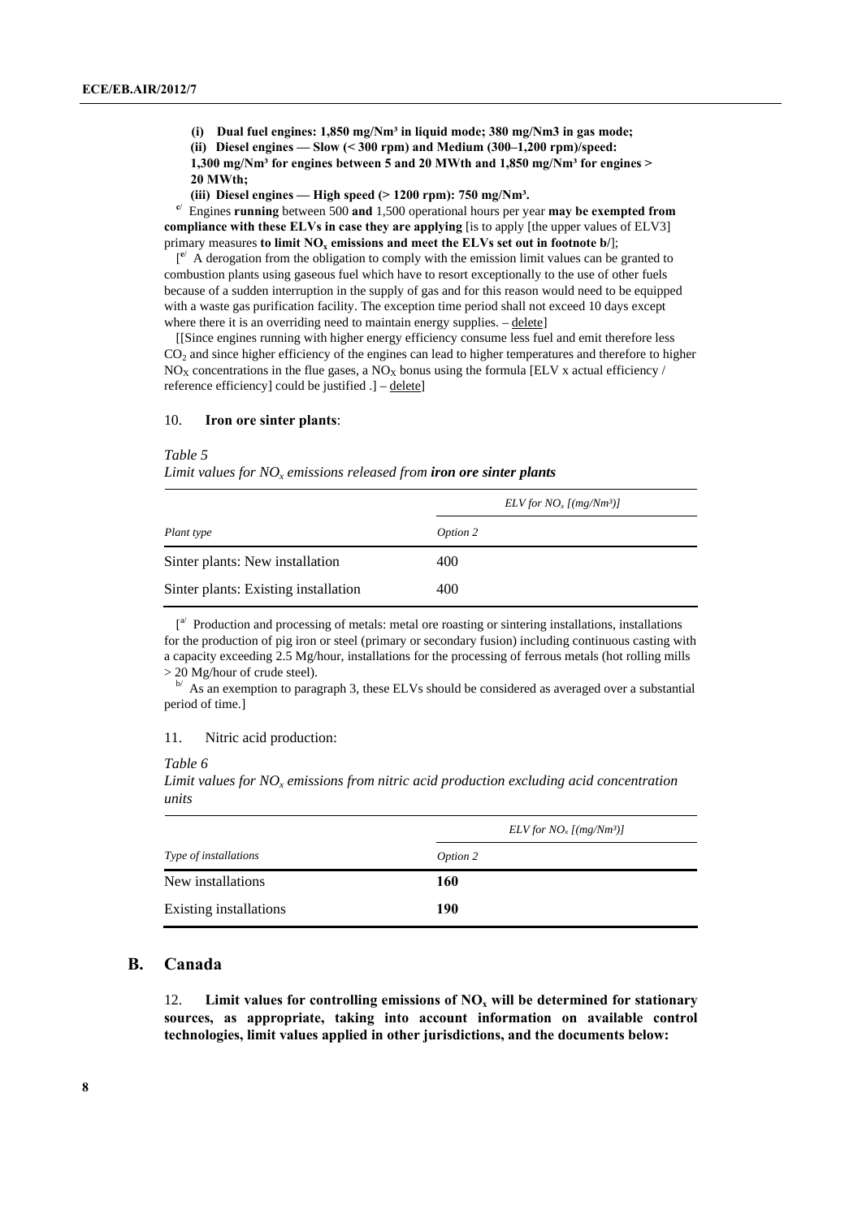**(i) Dual fuel engines: 1,850 mg/Nm³ in liquid mode; 380 mg/Nm3 in gas mode;**

**(ii) Diesel engines — Slow (< 300 rpm) and Medium (300–1,200 rpm)/speed: 1,300 mg/Nm³ for engines between 5 and 20 MWth and 1,850 mg/Nm³ for engines > 20 MWth;**

**(iii) Diesel engines — High speed (> 1200 rpm): 750 mg/Nm³.**

[c/] Engines **running** between 500 **and** 1,500 operational hours per year **may be exempted from compliance with these ELVs in case they are applying** [is to apply [the upper values of ELV3] primary measures **to limit $NO_x$ emissions and meet the ELVs set out in footnote b/**];

[[e/] A derogation from the obligation to comply with the emission limit values can be granted to combustion plants using gaseous fuel which have to resort exceptionally to the use of other fuels because of a sudden interruption in the supply of gas and for this reason would need to be equipped with a waste gas purification facility. The exception time period shall not exceed 10 days except where there it is an overriding need to maintain energy supplies. – delete]

[[Since engines running with higher energy efficiency consume less fuel and emit therefore less $CO_2$ and since higher efficiency of the engines can lead to higher temperatures and therefore to higher $NO_X$ concentrations in the flue gases, a $NO_X$ bonus using the formula [ELV x actual efficiency / reference efficiency] could be justified .] – delete]

10. **Iron ore sinter plants**:

*Table 5*

*Limit values for $NO_x$ emissions released from **iron ore sinter plants***

| | *ELV for $NO_x$ [(mg/Nm³)]* |
|---|---|
| *Plant type* | *Option 2* |
| Sinter plants: New installation | 400 |
| Sinter plants: Existing installation | 400 |

[[a/] Production and processing of metals: metal ore roasting or sintering installations, installations for the production of pig iron or steel (primary or secondary fusion) including continuous casting with a capacity exceeding 2.5 Mg/hour, installations for the processing of ferrous metals (hot rolling mills > 20 Mg/hour of crude steel).

[b/] As an exemption to paragraph 3, these ELVs should be considered as averaged over a substantial period of time.]

11. Nitric acid production:

*Table 6*

*Limit values for $NO_x$ emissions from nitric acid production excluding acid concentration units*

| | *ELV for $NO_x$ [(mg/Nm³)]* |
|---|---|
| *Type of installations* | *Option 2* |
| New installations | **160** |
| Existing installations | **190** |

## B. Canada

12. **Limit values for controlling emissions of $NO_x$ will be determined for stationary sources, as appropriate, taking into account information on available control technologies, limit values applied in other jurisdictions, and the documents below:**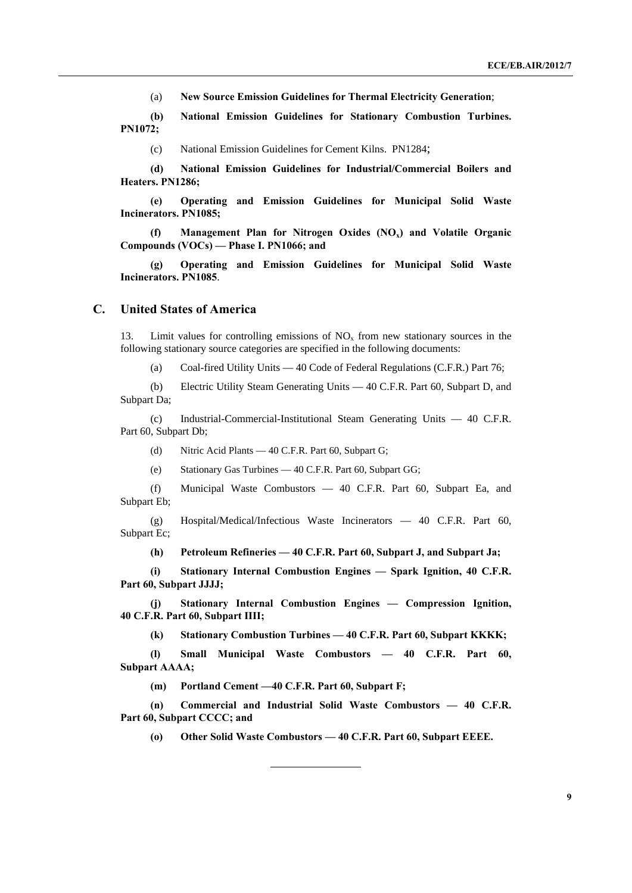(a) **New Source Emission Guidelines for Thermal Electricity Generation**;

**(b) National Emission Guidelines for Stationary Combustion Turbines. PN1072;**

(c) National Emission Guidelines for Cement Kilns. PN1284;

**(d) National Emission Guidelines for Industrial/Commercial Boilers and Heaters. PN1286;**

**(e) Operating and Emission Guidelines for Municipal Solid Waste Incinerators. PN1085;**

**(f) Management Plan for Nitrogen Oxides ($NO_x$) and Volatile Organic Compounds (VOCs) — Phase I. PN1066; and**

**(g) Operating and Emission Guidelines for Municipal Solid Waste Incinerators. PN1085**.

## C. United States of America

13. Limit values for controlling emissions of $NO_x$ from new stationary sources in the following stationary source categories are specified in the following documents:

(a) Coal-fired Utility Units — 40 Code of Federal Regulations (C.F.R.) Part 76;

(b) Electric Utility Steam Generating Units — 40 C.F.R. Part 60, Subpart D, and Subpart Da;

(c) Industrial-Commercial-Institutional Steam Generating Units — 40 C.F.R. Part 60, Subpart Db;

(d) Nitric Acid Plants — 40 C.F.R. Part 60, Subpart G;

(e) Stationary Gas Turbines — 40 C.F.R. Part 60, Subpart GG;

(f) Municipal Waste Combustors — 40 C.F.R. Part 60, Subpart Ea, and Subpart Eb;

(g) Hospital/Medical/Infectious Waste Incinerators — 40 C.F.R. Part 60, Subpart Ec;

**(h) Petroleum Refineries — 40 C.F.R. Part 60, Subpart J, and Subpart Ja;**

**(i) Stationary Internal Combustion Engines — Spark Ignition, 40 C.F.R. Part 60, Subpart JJJJ;**

**(j) Stationary Internal Combustion Engines — Compression Ignition, 40 C.F.R. Part 60, Subpart IIII;**

**(k) Stationary Combustion Turbines — 40 C.F.R. Part 60, Subpart KKKK;**

**(l) Small Municipal Waste Combustors — 40 C.F.R. Part 60, Subpart AAAA;**

**(m) Portland Cement —40 C.F.R. Part 60, Subpart F;**

**(n) Commercial and Industrial Solid Waste Combustors — 40 C.F.R. Part 60, Subpart CCCC; and**

**(o) Other Solid Waste Combustors — 40 C.F.R. Part 60, Subpart EEEE.**